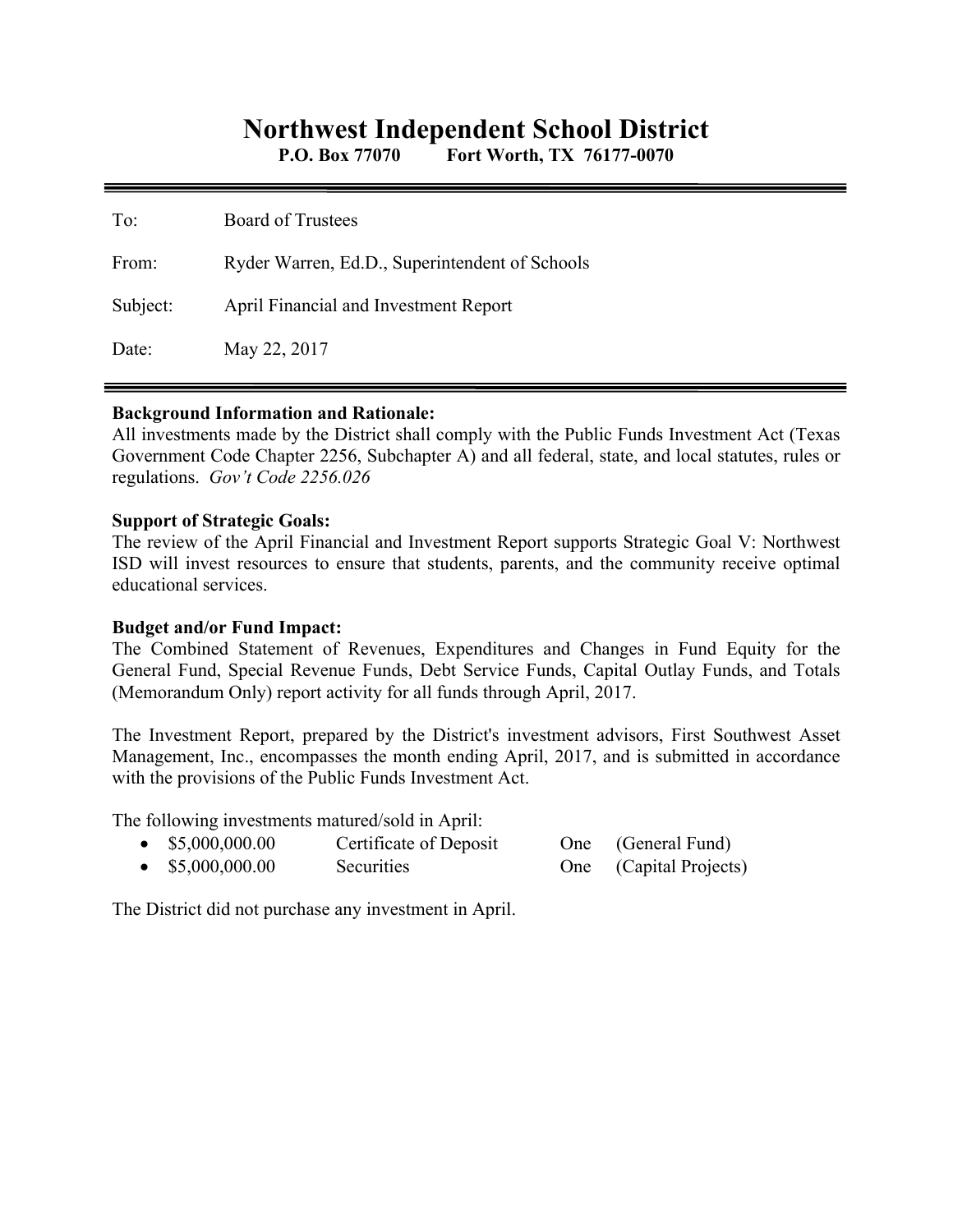# Northwest Independent School District

**P.O. Box 77070 Fort Worth, TX 76177-0070**

---

| | |
|---|---|
| To: | Board of Trustees |
| From: | Ryder Warren, Ed.D., Superintendent of Schools |
| Subject: | April Financial and Investment Report |
| Date: | May 22, 2017 |

---

**Background Information and Rationale:**
All investments made by the District shall comply with the Public Funds Investment Act (Texas Government Code Chapter 2256, Subchapter A) and all federal, state, and local statutes, rules or regulations. *Gov't Code 2256.026*

**Support of Strategic Goals:**
The review of the April Financial and Investment Report supports Strategic Goal V: Northwest ISD will invest resources to ensure that students, parents, and the community receive optimal educational services.

**Budget and/or Fund Impact:**
The Combined Statement of Revenues, Expenditures and Changes in Fund Equity for the General Fund, Special Revenue Funds, Debt Service Funds, Capital Outlay Funds, and Totals (Memorandum Only) report activity for all funds through April, 2017.

The Investment Report, prepared by the District's investment advisors, First Southwest Asset Management, Inc., encompasses the month ending April, 2017, and is submitted in accordance with the provisions of the Public Funds Investment Act.

The following investments matured/sold in April:

- $5,000,000.00 Certificate of Deposit One (General Fund)
- $5,000,000.00 Securities One (Capital Projects)

The District did not purchase any investment in April.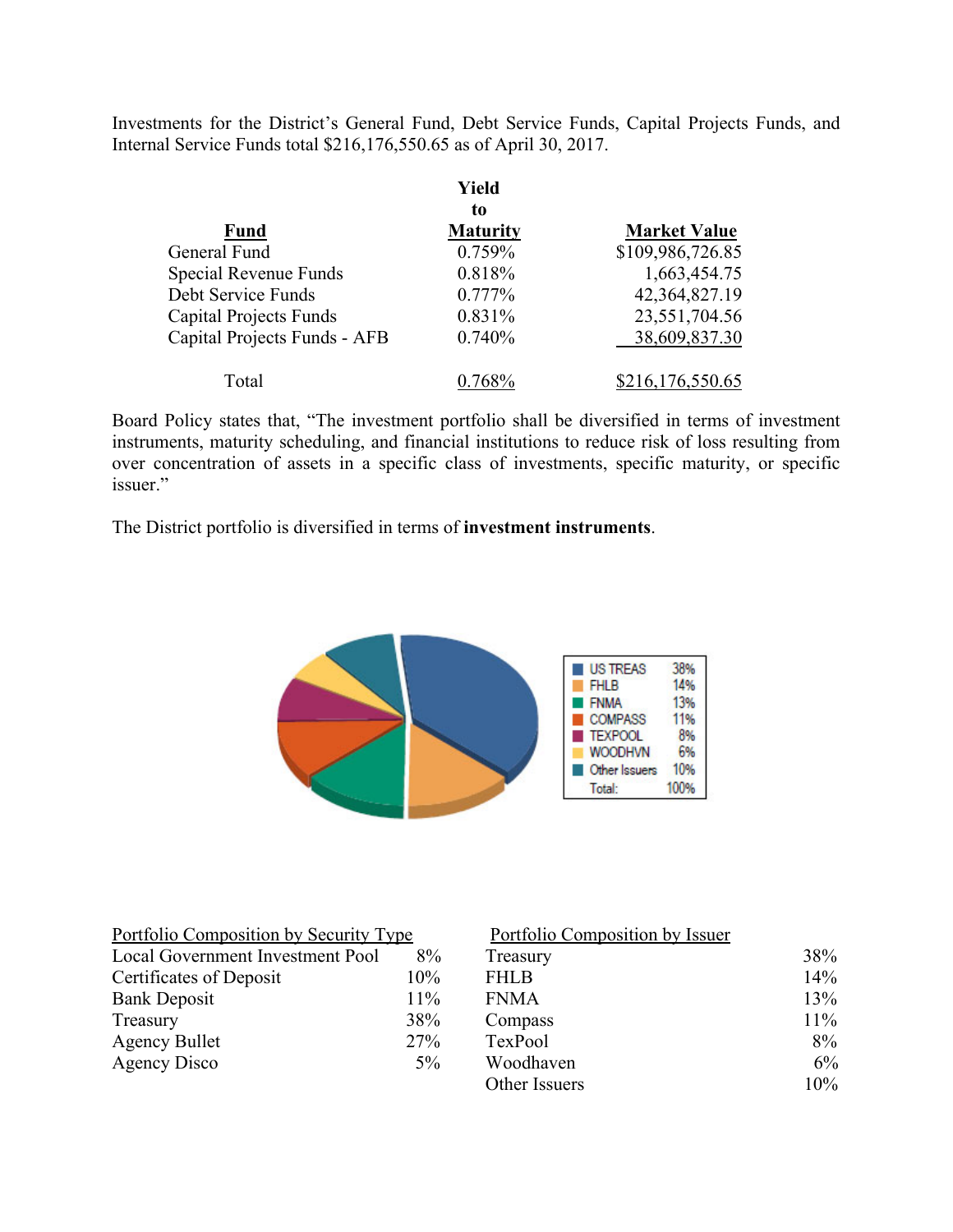Investments for the District's General Fund, Debt Service Funds, Capital Projects Funds, and Internal Service Funds total $216,176,550.65 as of April 30, 2017.

| Fund | Yield to Maturity | Market Value |
|---|---|---|
| General Fund | 0.759% | $109,986,726.85 |
| Special Revenue Funds | 0.818% | 1,663,454.75 |
| Debt Service Funds | 0.777% | 42,364,827.19 |
| Capital Projects Funds | 0.831% | 23,551,704.56 |
| Capital Projects Funds - AFB | 0.740% | 38,609,837.30 |
| Total | 0.768% | $216,176,550.65 |

Board Policy states that, "The investment portfolio shall be diversified in terms of investment instruments, maturity scheduling, and financial institutions to reduce risk of loss resulting from over concentration of assets in a specific class of investments, specific maturity, or specific issuer."

The District portfolio is diversified in terms of **investment instruments**.

| | |
|---|---|
| US TREAS | 38% |
| FHLB | 14% |
| FNMA | 13% |
| COMPASS | 11% |
| TEXPOOL | 8% |
| WOODHVN | 6% |
| Other Issuers | 10% |
| Total: | 100% |

| Portfolio Composition by Security Type | |
|---|---|
| Local Government Investment Pool | 8% |
| Certificates of Deposit | 10% |
| Bank Deposit | 11% |
| Treasury | 38% |
| Agency Bullet | 27% |
| Agency Disco | 5% |

| Portfolio Composition by Issuer | |
|---|---|
| Treasury | 38% |
| FHLB | 14% |
| FNMA | 13% |
| Compass | 11% |
| TexPool | 8% |
| Woodhaven | 6% |
| Other Issuers | 10% |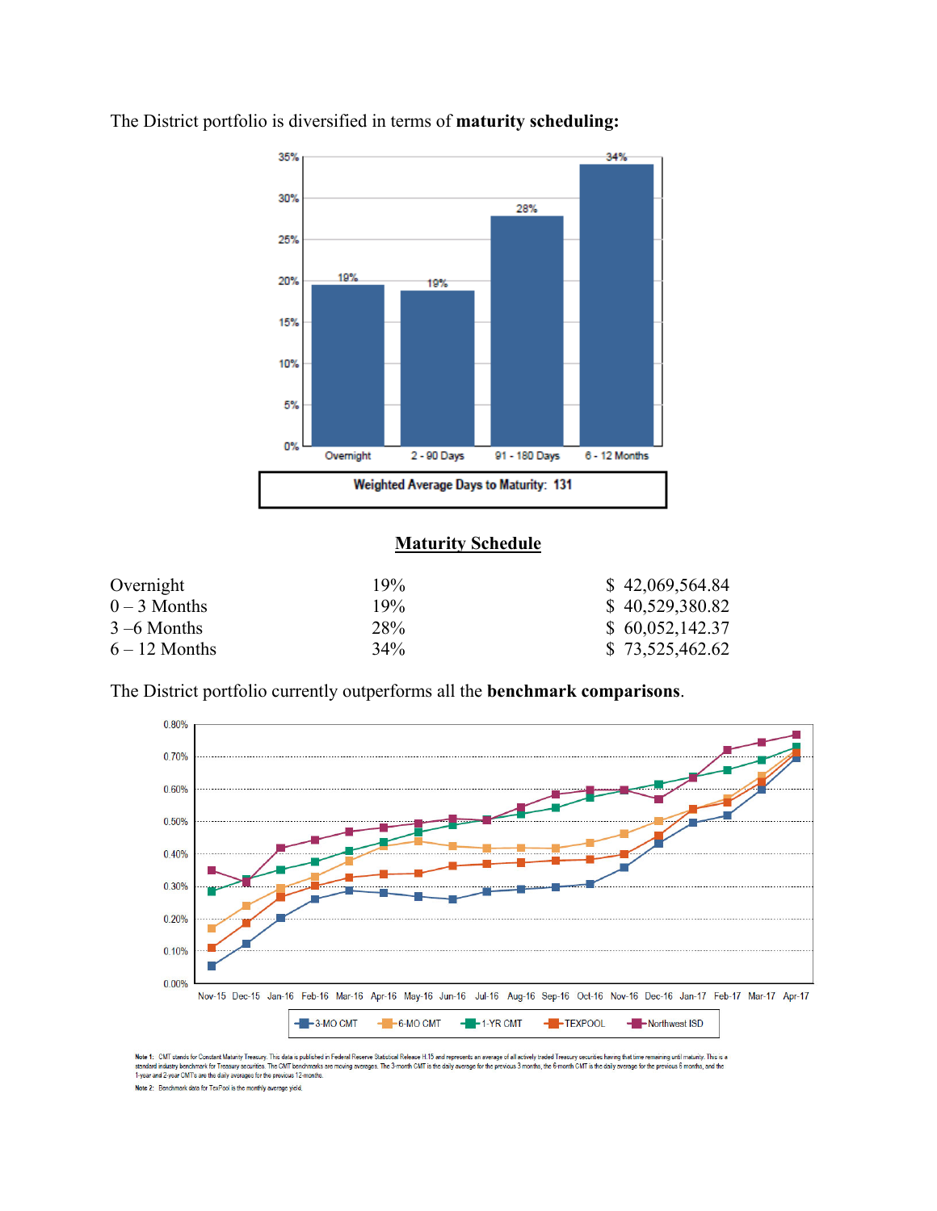The District portfolio is diversified in terms of **maturity scheduling:**

**Weighted Average Days to Maturity: 131**

**Maturity Schedule**

| | | |
|---|---|---|
| Overnight | 19% | $ 42,069,564.84 |
| 0 – 3 Months | 19% | $ 40,529,380.82 |
| 3 –6 Months | 28% | $ 60,052,142.37 |
| 6 – 12 Months | 34% | $ 73,525,462.62 |

The District portfolio currently outperforms all the **benchmark comparisons**.

Note 1: CMT stands for Constant Maturity Treasury. This data is published in Federal Reserve Statistical Release H.15 and represents an average of all actively traded Treasury securities having that time remaining until maturity. This is a standard industry benchmark for Treasury securities. The CMT benchmarks are moving averages. The 3-month CMT is the daily average for the previous 3 months, the 6-month CMT is the daily average for the previous 6 months, and the 1-year and 2-year CMT's are the daily averages for the previous 12-months.

Note 2: Benchmark data for TexPool is the monthly average yield.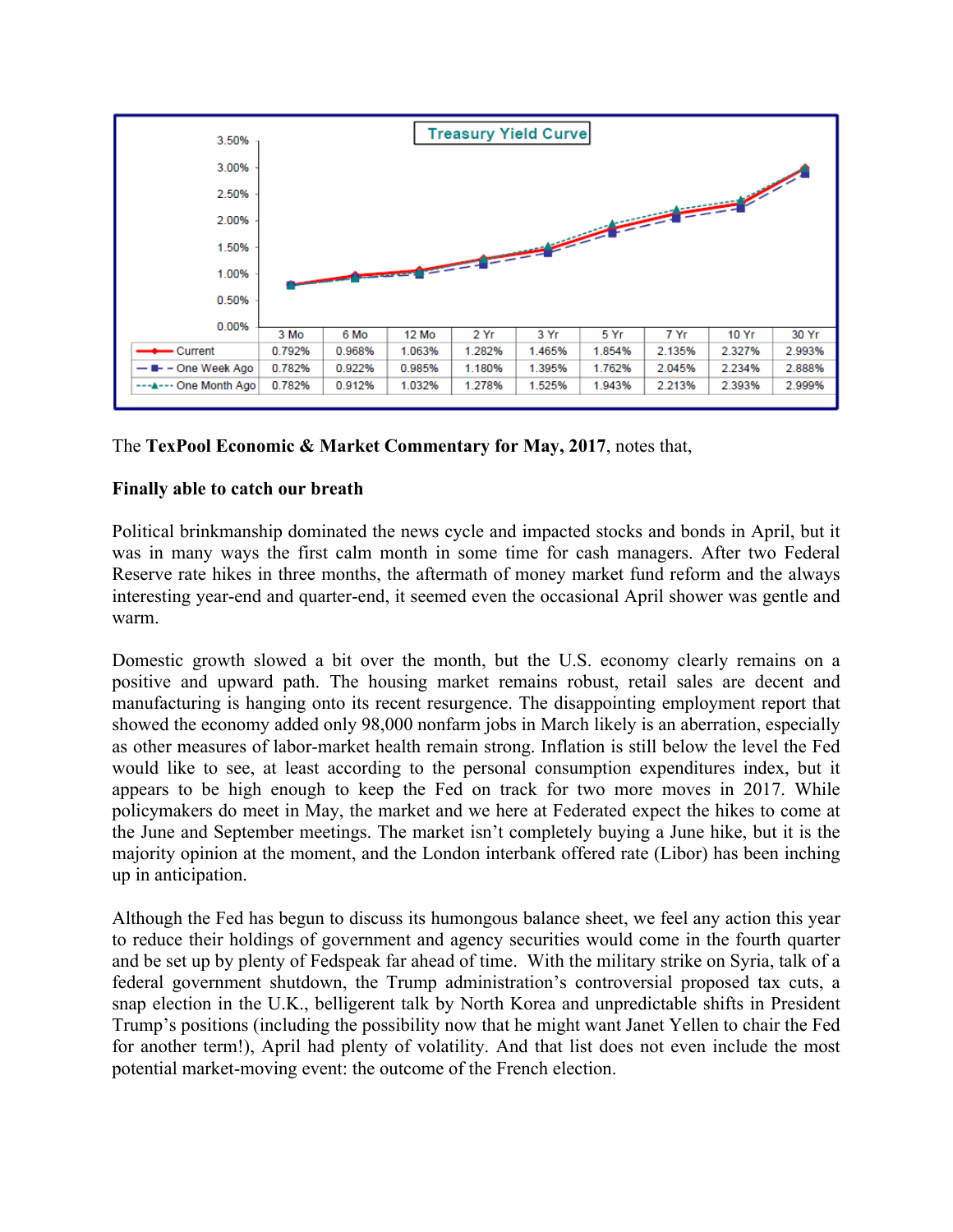**Treasury Yield Curve**

| | 3 Mo | 6 Mo | 12 Mo | 2 Yr | 3 Yr | 5 Yr | 7 Yr | 10 Yr | 30 Yr |
|---|---|---|---|---|---|---|---|---|---|
| Current | 0.792% | 0.968% | 1.063% | 1.282% | 1.465% | 1.854% | 2.135% | 2.327% | 2.993% |
| One Week Ago | 0.782% | 0.922% | 0.985% | 1.180% | 1.395% | 1.762% | 2.045% | 2.234% | 2.888% |
| One Month Ago | 0.782% | 0.912% | 1.032% | 1.278% | 1.525% | 1.943% | 2.213% | 2.393% | 2.999% |

The **TexPool Economic & Market Commentary for May, 2017**, notes that,

**Finally able to catch our breath**

Political brinkmanship dominated the news cycle and impacted stocks and bonds in April, but it was in many ways the first calm month in some time for cash managers. After two Federal Reserve rate hikes in three months, the aftermath of money market fund reform and the always interesting year-end and quarter-end, it seemed even the occasional April shower was gentle and warm.

Domestic growth slowed a bit over the month, but the U.S. economy clearly remains on a positive and upward path. The housing market remains robust, retail sales are decent and manufacturing is hanging onto its recent resurgence. The disappointing employment report that showed the economy added only 98,000 nonfarm jobs in March likely is an aberration, especially as other measures of labor-market health remain strong. Inflation is still below the level the Fed would like to see, at least according to the personal consumption expenditures index, but it appears to be high enough to keep the Fed on track for two more moves in 2017. While policymakers do meet in May, the market and we here at Federated expect the hikes to come at the June and September meetings. The market isn't completely buying a June hike, but it is the majority opinion at the moment, and the London interbank offered rate (Libor) has been inching up in anticipation.

Although the Fed has begun to discuss its humongous balance sheet, we feel any action this year to reduce their holdings of government and agency securities would come in the fourth quarter and be set up by plenty of Fedspeak far ahead of time. With the military strike on Syria, talk of a federal government shutdown, the Trump administration's controversial proposed tax cuts, a snap election in the U.K., belligerent talk by North Korea and unpredictable shifts in President Trump's positions (including the possibility now that he might want Janet Yellen to chair the Fed for another term!), April had plenty of volatility. And that list does not even include the most potential market-moving event: the outcome of the French election.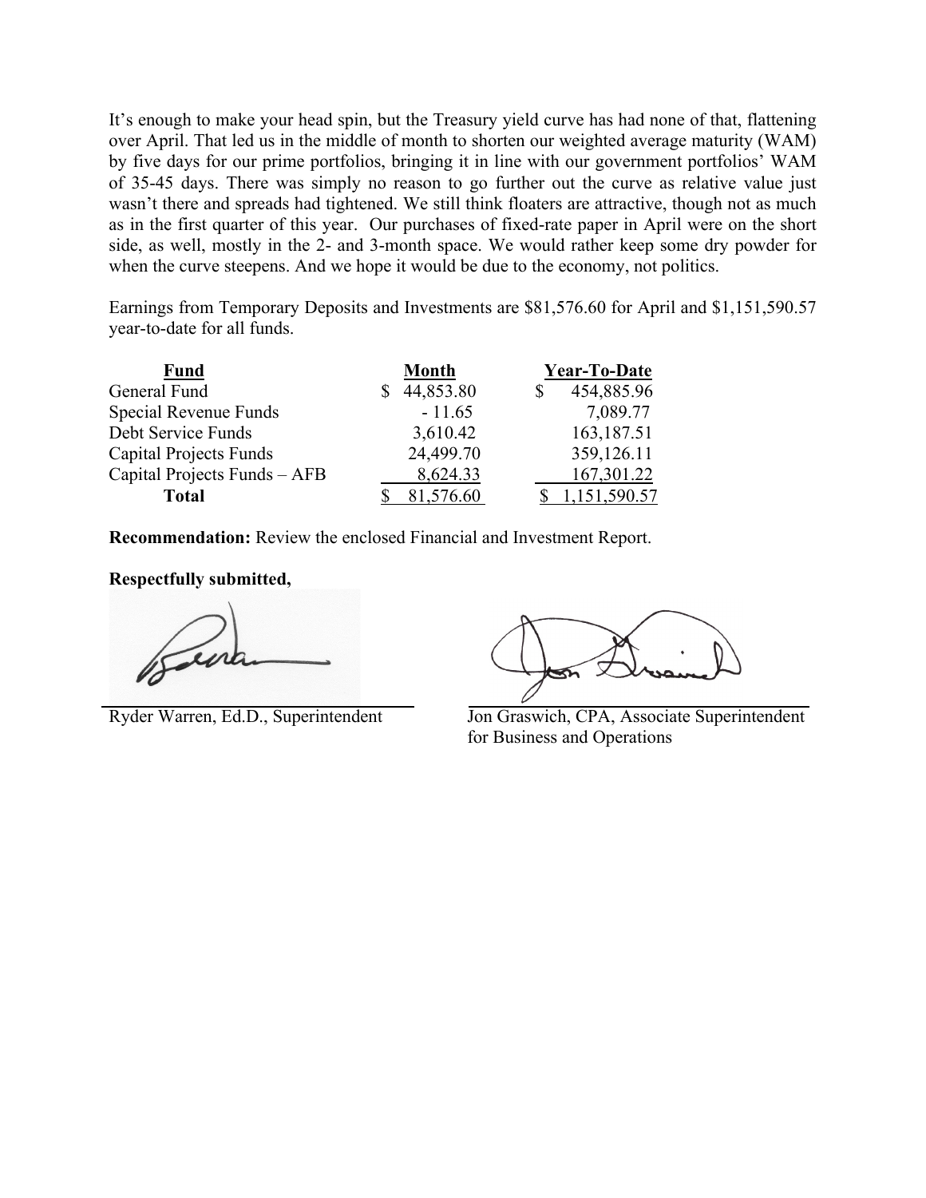It's enough to make your head spin, but the Treasury yield curve has had none of that, flattening over April. That led us in the middle of month to shorten our weighted average maturity (WAM) by five days for our prime portfolios, bringing it in line with our government portfolios' WAM of 35-45 days. There was simply no reason to go further out the curve as relative value just wasn't there and spreads had tightened. We still think floaters are attractive, though not as much as in the first quarter of this year. Our purchases of fixed-rate paper in April were on the short side, as well, mostly in the 2- and 3-month space. We would rather keep some dry powder for when the curve steepens. And we hope it would be due to the economy, not politics.

Earnings from Temporary Deposits and Investments are $81,576.60 for April and $1,151,590.57 year-to-date for all funds.

| Fund | Month | Year-To-Date |
|---|---|---|
| General Fund | $ 44,853.80 | $ 454,885.96 |
| Special Revenue Funds | - 11.65 | 7,089.77 |
| Debt Service Funds | 3,610.42 | 163,187.51 |
| Capital Projects Funds | 24,499.70 | 359,126.11 |
| Capital Projects Funds – AFB | 8,624.33 | 167,301.22 |
| **Total** | $ 81,576.60 | $ 1,151,590.57 |

**Recommendation:** Review the enclosed Financial and Investment Report.

**Respectfully submitted,**

Ryder Warren, Ed.D., Superintendent

Jon Graswich, CPA, Associate Superintendent for Business and Operations